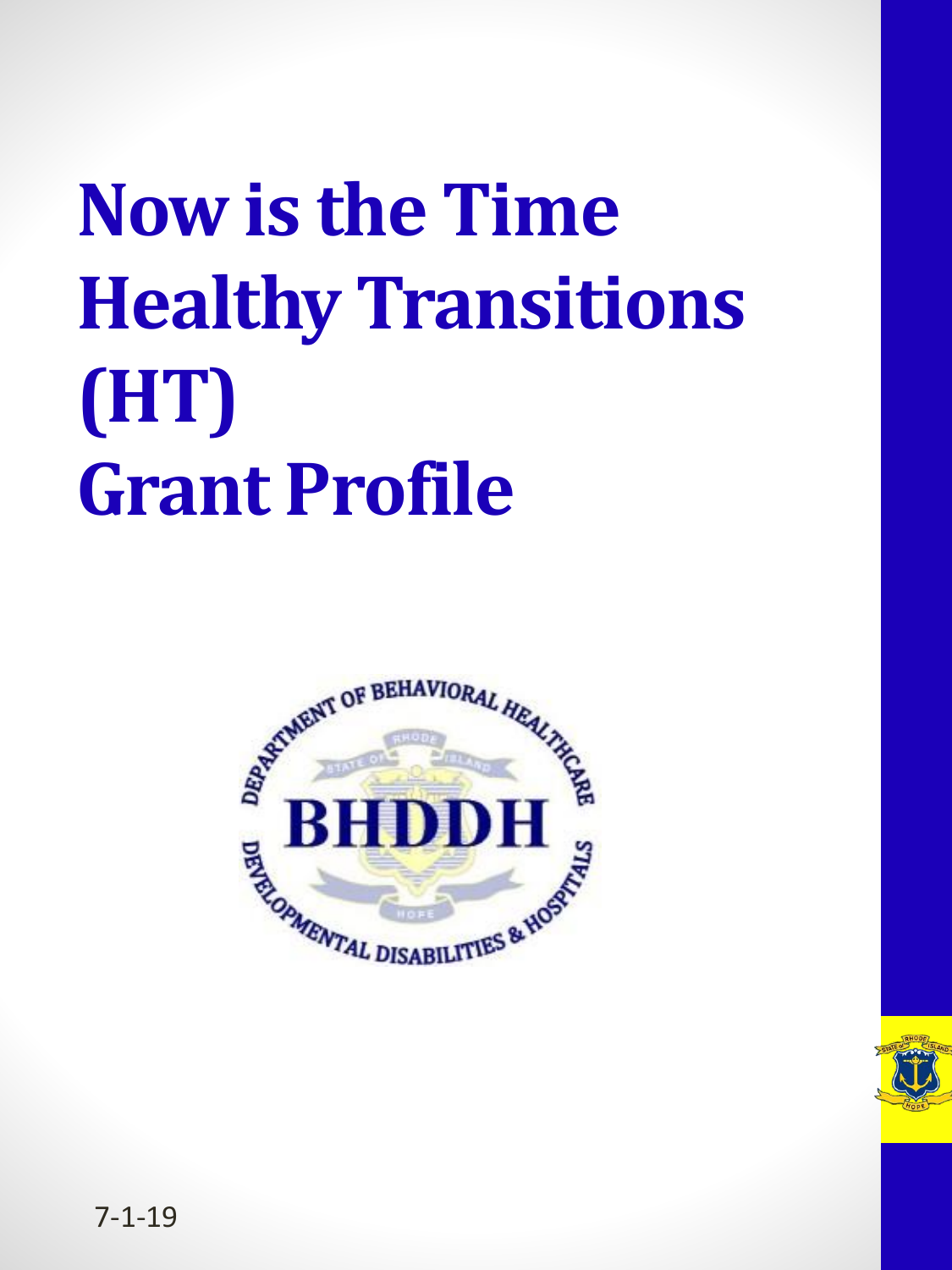# Now is the Time Healthy Transitions (HT) Grant Profile

7-1-19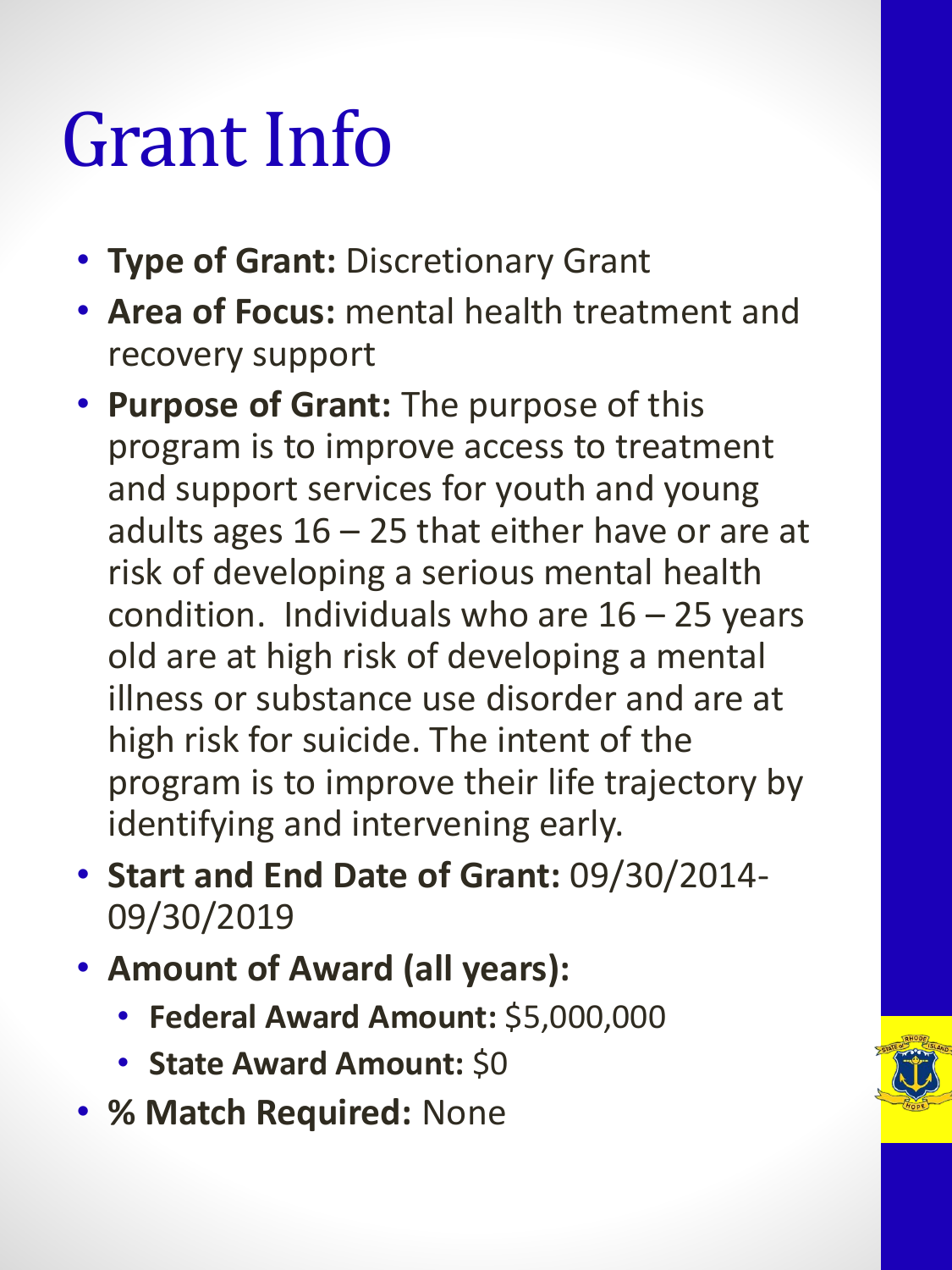# Grant Info

- **Type of Grant:** Discretionary Grant
- **Area of Focus:** mental health treatment and recovery support
- **Purpose of Grant:** The purpose of this program is to improve access to treatment and support services for youth and young adults ages 16 – 25 that either have or are at risk of developing a serious mental health condition. Individuals who are 16 – 25 years old are at high risk of developing a mental illness or substance use disorder and are at high risk for suicide. The intent of the program is to improve their life trajectory by identifying and intervening early.
- **Start and End Date of Grant:** 09/30/2014-09/30/2019
- **Amount of Award (all years):**
  - **Federal Award Amount:** $5,000,000
  - **State Award Amount:** $0
- **% Match Required:** None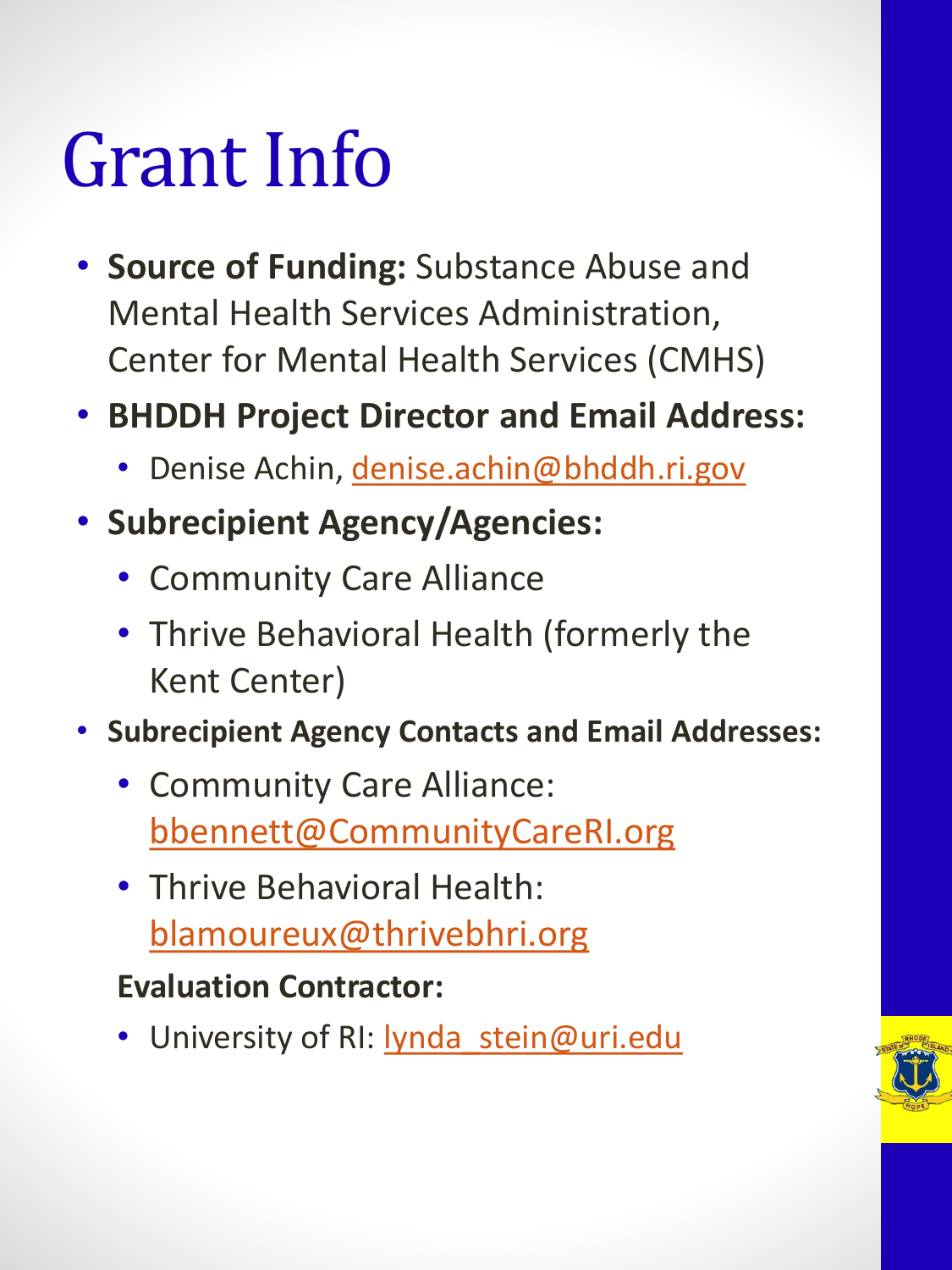# Grant Info

- **Source of Funding:** Substance Abuse and Mental Health Services Administration, Center for Mental Health Services (CMHS)
- **BHDDH Project Director and Email Address:**
  - Denise Achin, denise.achin@bhddh.ri.gov
- **Subrecipient Agency/Agencies:**
  - Community Care Alliance
  - Thrive Behavioral Health (formerly the Kent Center)
- **Subrecipient Agency Contacts and Email Addresses:**
  - Community Care Alliance: bbennett@CommunityCareRI.org
  - Thrive Behavioral Health: blamoureux@thrivebhri.org

  **Evaluation Contractor:**
  - University of RI: lynda_stein@uri.edu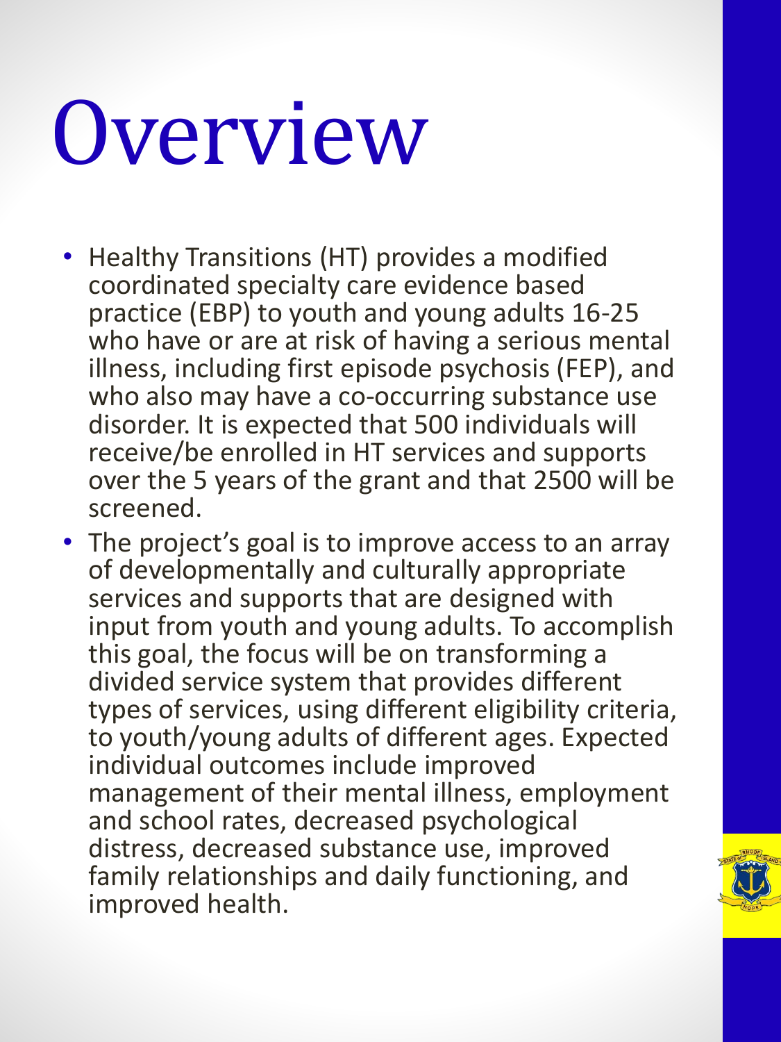# Overview

- Healthy Transitions (HT) provides a modified coordinated specialty care evidence based practice (EBP) to youth and young adults 16-25 who have or are at risk of having a serious mental illness, including first episode psychosis (FEP), and who also may have a co-occurring substance use disorder. It is expected that 500 individuals will receive/be enrolled in HT services and supports over the 5 years of the grant and that 2500 will be screened.
- The project's goal is to improve access to an array of developmentally and culturally appropriate services and supports that are designed with input from youth and young adults. To accomplish this goal, the focus will be on transforming a divided service system that provides different types of services, using different eligibility criteria, to youth/young adults of different ages. Expected individual outcomes include improved management of their mental illness, employment and school rates, decreased psychological distress, decreased substance use, improved family relationships and daily functioning, and improved health.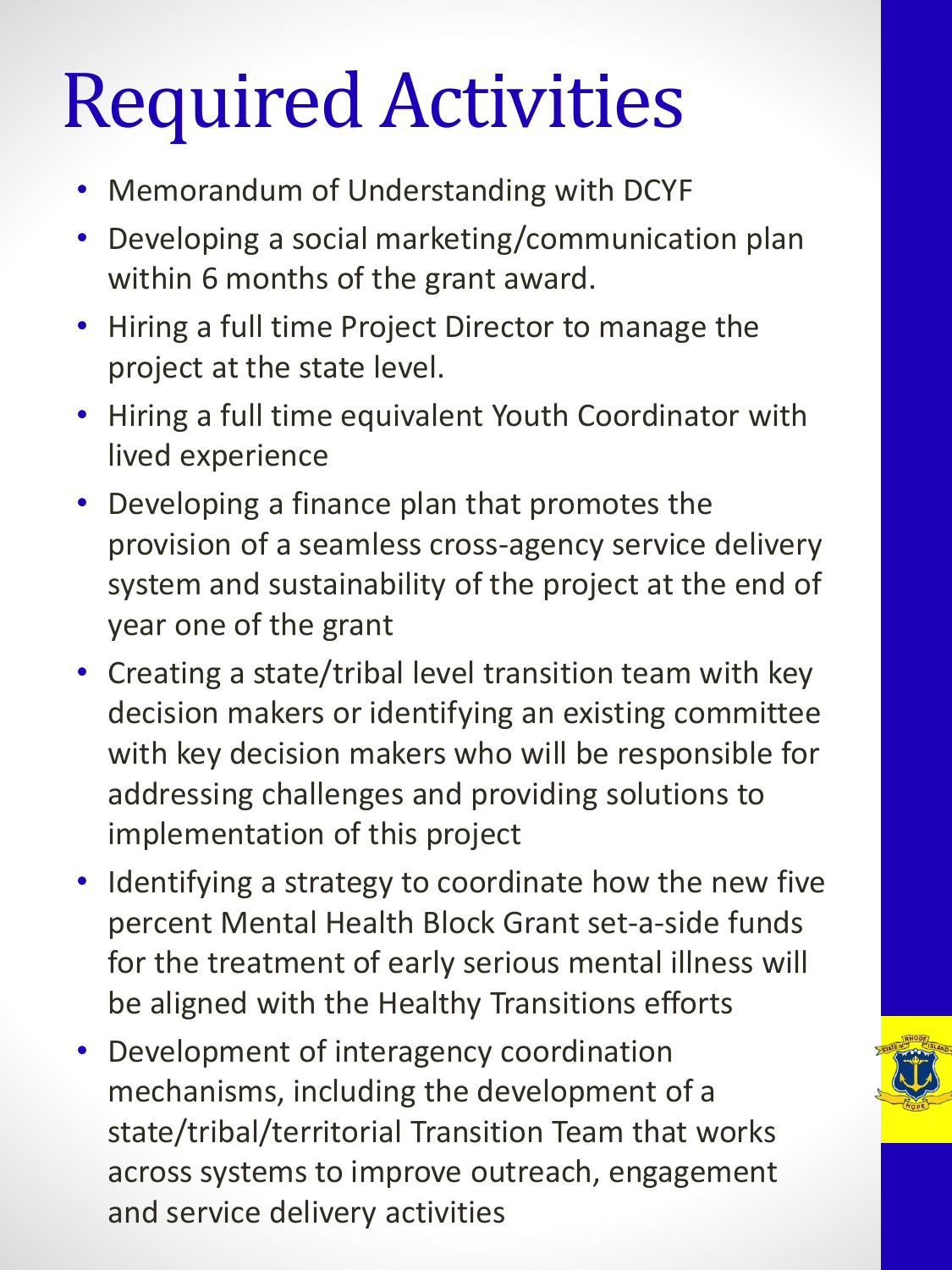# Required Activities

- Memorandum of Understanding with DCYF
- Developing a social marketing/communication plan within 6 months of the grant award.
- Hiring a full time Project Director to manage the project at the state level.
- Hiring a full time equivalent Youth Coordinator with lived experience
- Developing a finance plan that promotes the provision of a seamless cross-agency service delivery system and sustainability of the project at the end of year one of the grant
- Creating a state/tribal level transition team with key decision makers or identifying an existing committee with key decision makers who will be responsible for addressing challenges and providing solutions to implementation of this project
- Identifying a strategy to coordinate how the new five percent Mental Health Block Grant set-a-side funds for the treatment of early serious mental illness will be aligned with the Healthy Transitions efforts
- Development of interagency coordination mechanisms, including the development of a state/tribal/territorial Transition Team that works across systems to improve outreach, engagement and service delivery activities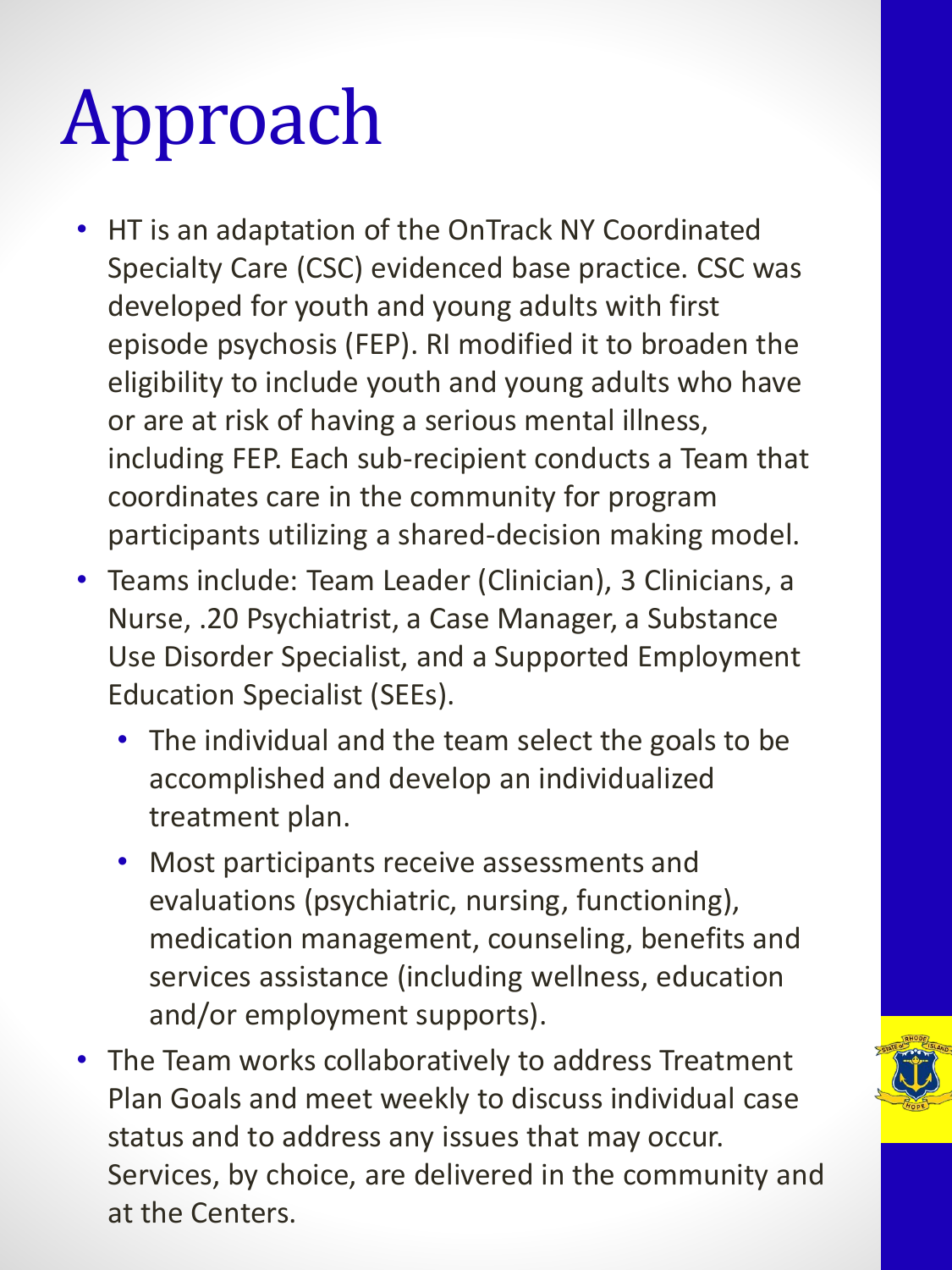# Approach

- HT is an adaptation of the OnTrack NY Coordinated Specialty Care (CSC) evidenced base practice. CSC was developed for youth and young adults with first episode psychosis (FEP). RI modified it to broaden the eligibility to include youth and young adults who have or are at risk of having a serious mental illness, including FEP. Each sub-recipient conducts a Team that coordinates care in the community for program participants utilizing a shared-decision making model.
- Teams include: Team Leader (Clinician), 3 Clinicians, a Nurse, .20 Psychiatrist, a Case Manager, a Substance Use Disorder Specialist, and a Supported Employment Education Specialist (SEEs).
  - The individual and the team select the goals to be accomplished and develop an individualized treatment plan.
  - Most participants receive assessments and evaluations (psychiatric, nursing, functioning), medication management, counseling, benefits and services assistance (including wellness, education and/or employment supports).
- The Team works collaboratively to address Treatment Plan Goals and meet weekly to discuss individual case status and to address any issues that may occur. Services, by choice, are delivered in the community and at the Centers.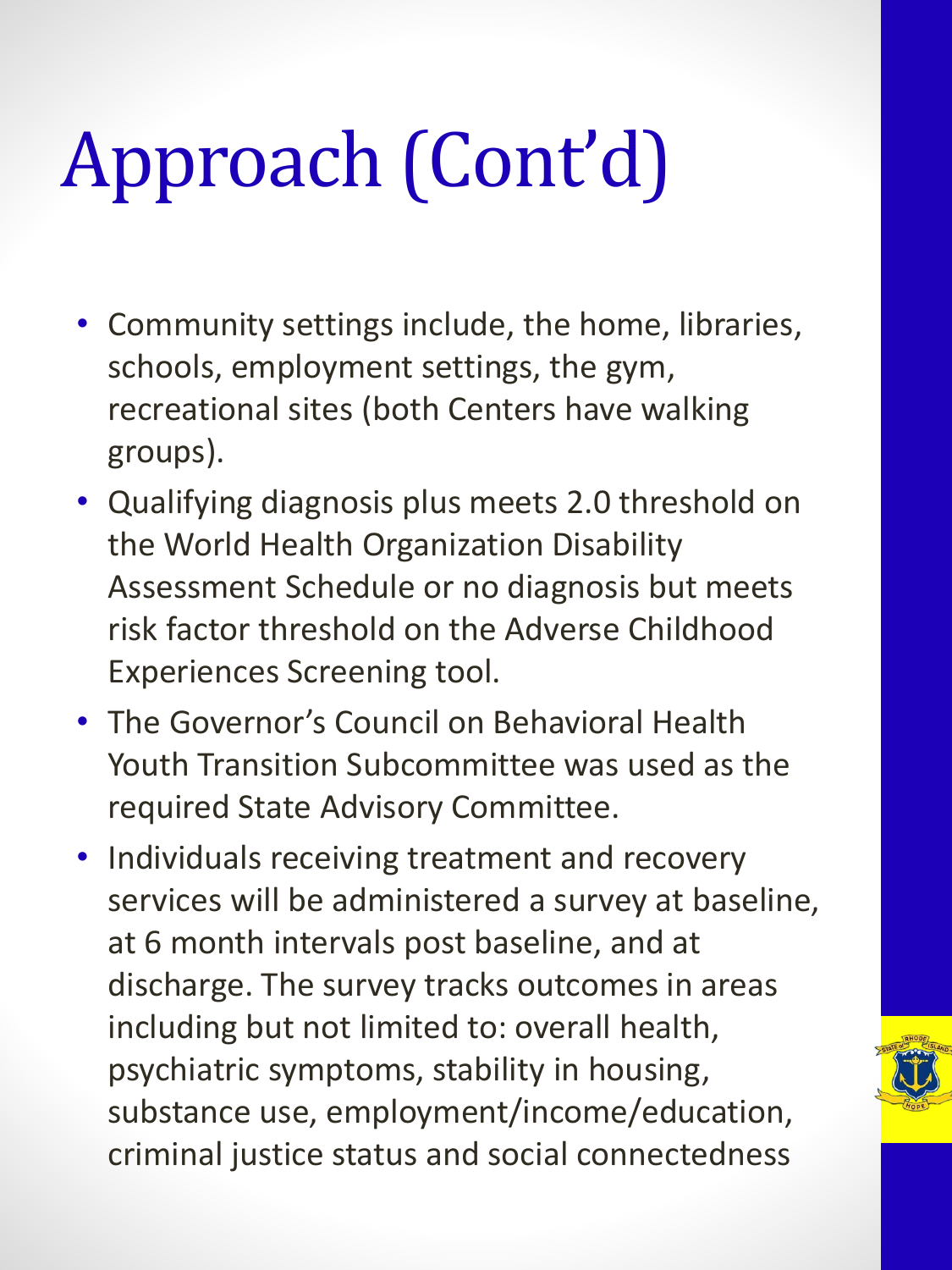# Approach (Cont'd)

- Community settings include, the home, libraries, schools, employment settings, the gym, recreational sites (both Centers have walking groups).
- Qualifying diagnosis plus meets 2.0 threshold on the World Health Organization Disability Assessment Schedule or no diagnosis but meets risk factor threshold on the Adverse Childhood Experiences Screening tool.
- The Governor's Council on Behavioral Health Youth Transition Subcommittee was used as the required State Advisory Committee.
- Individuals receiving treatment and recovery services will be administered a survey at baseline, at 6 month intervals post baseline, and at discharge. The survey tracks outcomes in areas including but not limited to: overall health, psychiatric symptoms, stability in housing, substance use, employment/income/education, criminal justice status and social connectedness